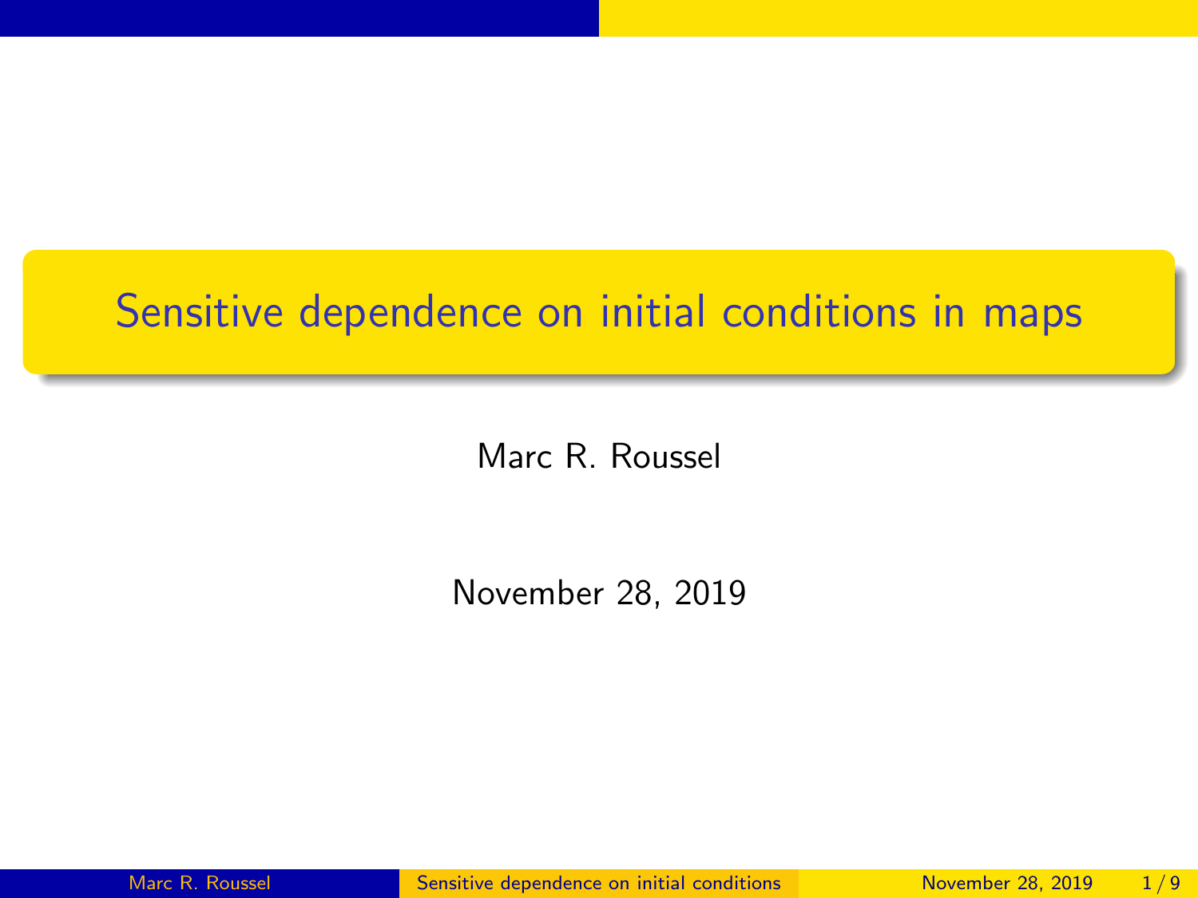# Sensitive dependence on initial conditions in maps

Marc R. Roussel

November 28, 2019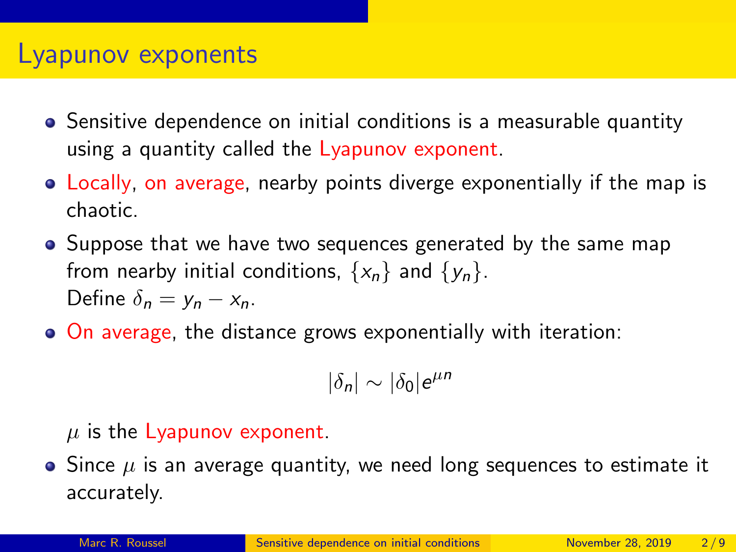# Lyapunov exponents

- Sensitive dependence on initial conditions is a measurable quantity using a quantity called the Lyapunov exponent.
- Locally, on average, nearby points diverge exponentially if the map is chaotic.
- Suppose that we have two sequences generated by the same map from nearby initial conditions, $\{x_n\}$ and $\{y_n\}$.
  Define $\delta_n = y_n - x_n$.
- On average, the distance grows exponentially with iteration:

  $$|\delta_n| \sim |\delta_0| e^{\mu n}$$

  $\mu$ is the Lyapunov exponent.
- Since $\mu$ is an average quantity, we need long sequences to estimate it accurately.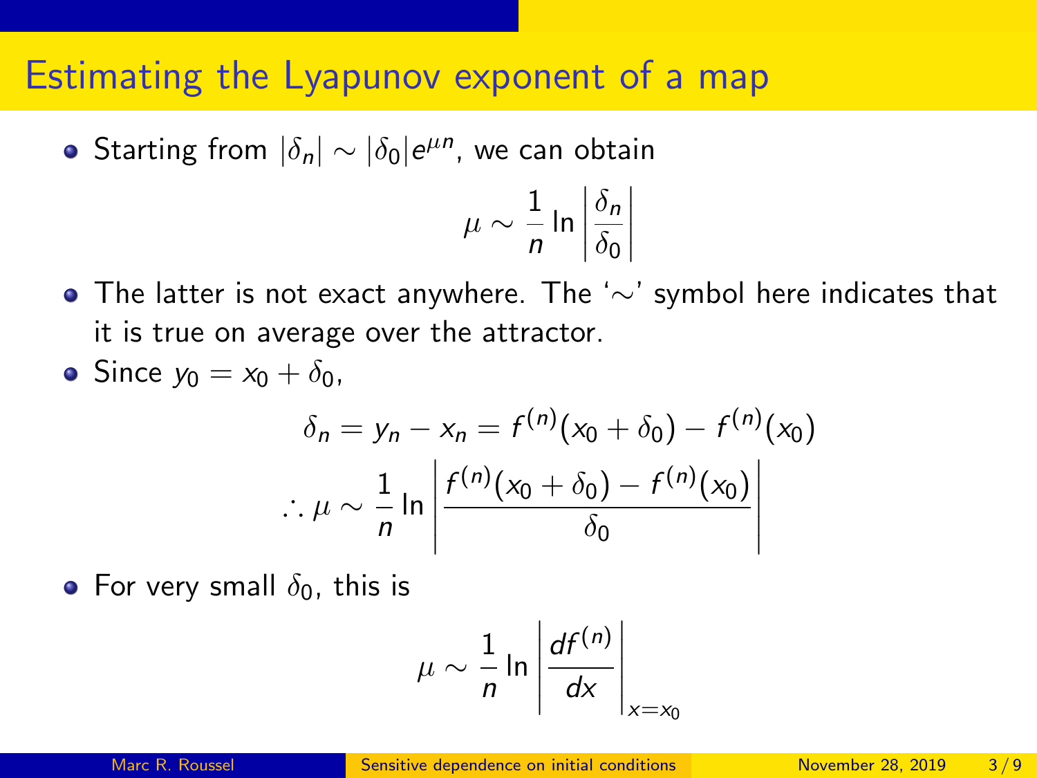# Estimating the Lyapunov exponent of a map

- Starting from $|\delta_n| \sim |\delta_0| e^{\mu n}$, we can obtain

$$\mu \sim \frac{1}{n} \ln \left| \frac{\delta_n}{\delta_0} \right|$$

- The latter is not exact anywhere. The '$\sim$' symbol here indicates that it is true on average over the attractor.
- Since $y_0 = x_0 + \delta_0$,

$$\delta_n = y_n - x_n = f^{(n)}(x_0 + \delta_0) - f^{(n)}(x_0)$$

$$\therefore \mu \sim \frac{1}{n} \ln \left| \frac{f^{(n)}(x_0 + \delta_0) - f^{(n)}(x_0)}{\delta_0} \right|$$

- For very small $\delta_0$, this is

$$\mu \sim \frac{1}{n} \ln \left| \frac{df^{(n)}}{dx} \right|_{x=x_0}$$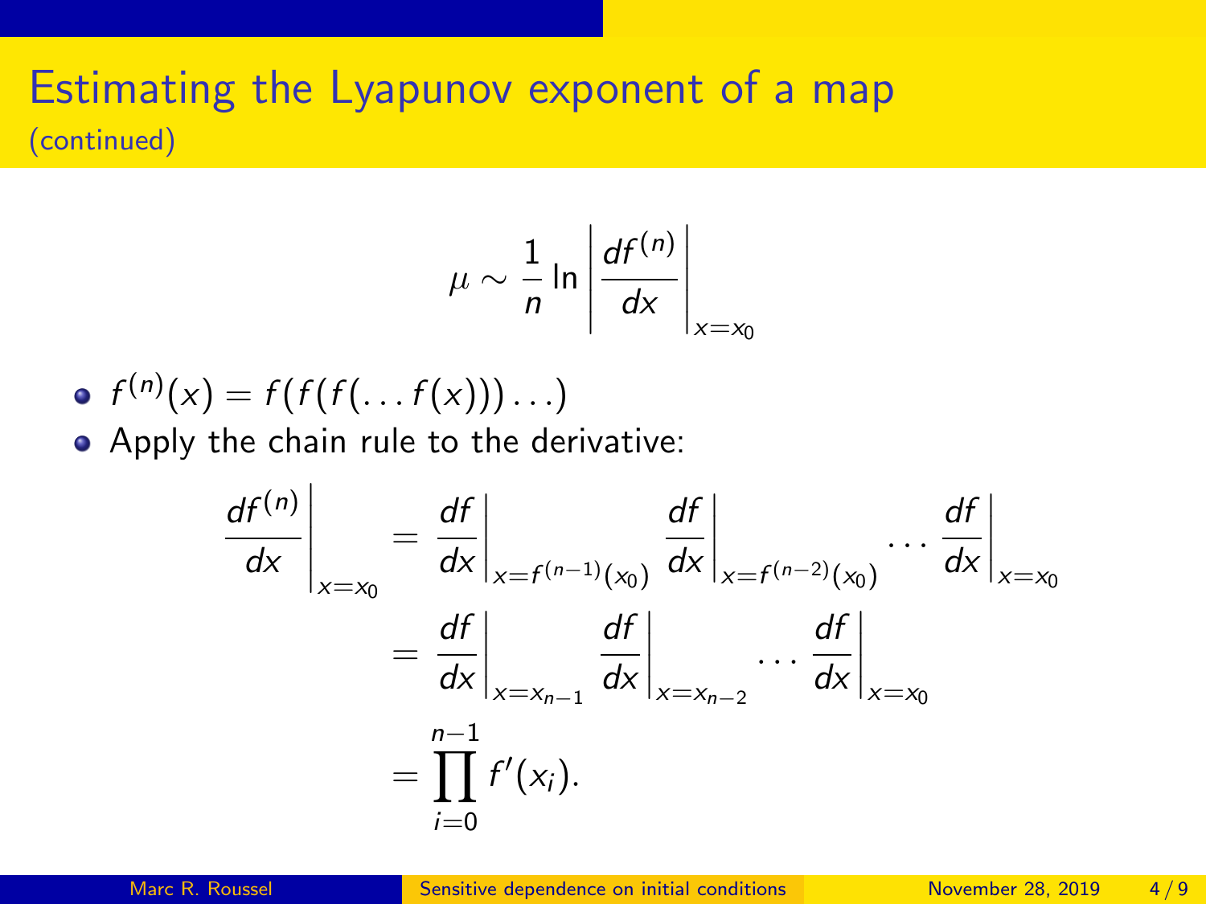# Estimating the Lyapunov exponent of a map

(continued)

$$\mu \sim \frac{1}{n} \ln \left| \frac{df^{(n)}}{dx} \right|_{x=x_0}$$

- $f^{(n)}(x) = f(f(f(\ldots f(x))) \ldots)$
- Apply the chain rule to the derivative:

$$\begin{aligned}
\left. \frac{df^{(n)}}{dx} \right|_{x=x_0} &= \left. \frac{df}{dx} \right|_{x=f^{(n-1)}(x_0)} \left. \frac{df}{dx} \right|_{x=f^{(n-2)}(x_0)} \cdots \left. \frac{df}{dx} \right|_{x=x_0} \\
&= \left. \frac{df}{dx} \right|_{x=x_{n-1}} \left. \frac{df}{dx} \right|_{x=x_{n-2}} \cdots \left. \frac{df}{dx} \right|_{x=x_0} \\
&= \prod_{i=0}^{n-1} f'(x_i).
\end{aligned}$$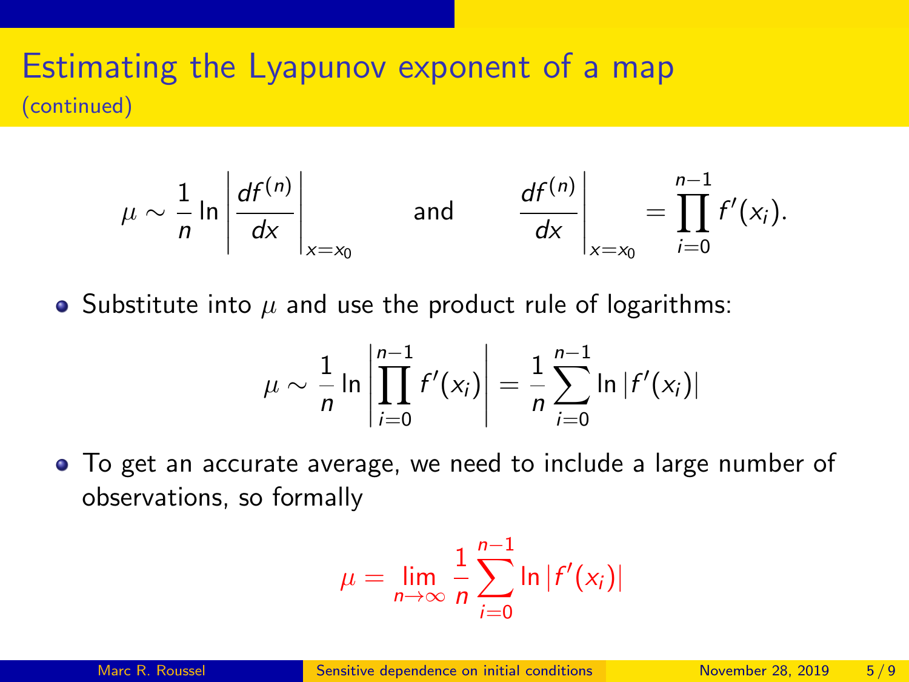## Estimating the Lyapunov exponent of a map

(continued)

$$\mu \sim \frac{1}{n} \ln \left| \frac{df^{(n)}}{dx} \right|_{x=x_0} \qquad \text{and} \qquad \left. \frac{df^{(n)}}{dx} \right|_{x=x_0} = \prod_{i=0}^{n-1} f'(x_i).$$

- Substitute into $\mu$ and use the product rule of logarithms:

$$\mu \sim \frac{1}{n} \ln \left| \prod_{i=0}^{n-1} f'(x_i) \right| = \frac{1}{n} \sum_{i=0}^{n-1} \ln |f'(x_i)|$$

- To get an accurate average, we need to include a large number of observations, so formally

$$\mu = \lim_{n\to\infty} \frac{1}{n} \sum_{i=0}^{n-1} \ln |f'(x_i)|$$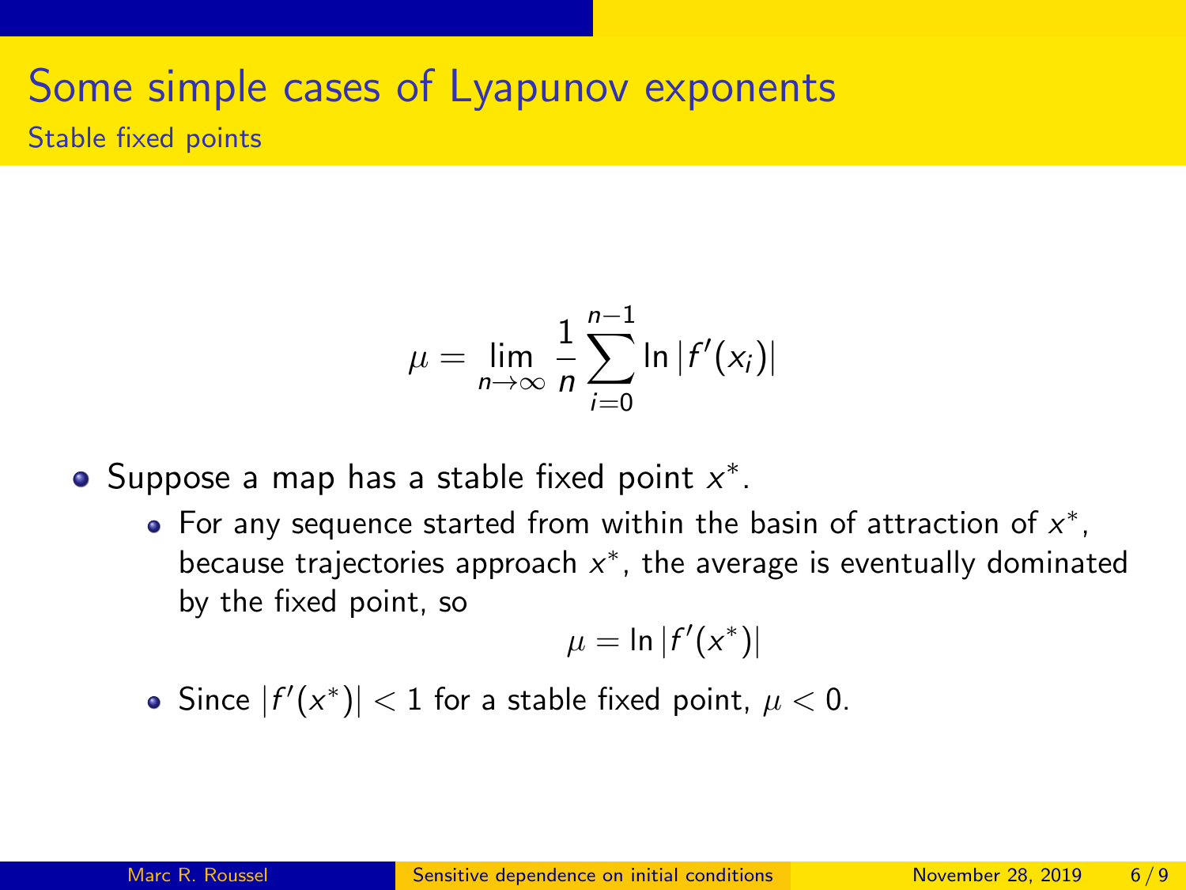# Some simple cases of Lyapunov exponents

## Stable fixed points

$$\mu = \lim_{n\to\infty} \frac{1}{n} \sum_{i=0}^{n-1} \ln |f'(x_i)|$$

- Suppose a map has a stable fixed point $x^*$.
  - For any sequence started from within the basin of attraction of $x^*$, because trajectories approach $x^*$, the average is eventually dominated by the fixed point, so
  $$\mu = \ln |f'(x^*)|$$
  - Since $|f'(x^*)| < 1$ for a stable fixed point, $\mu < 0$.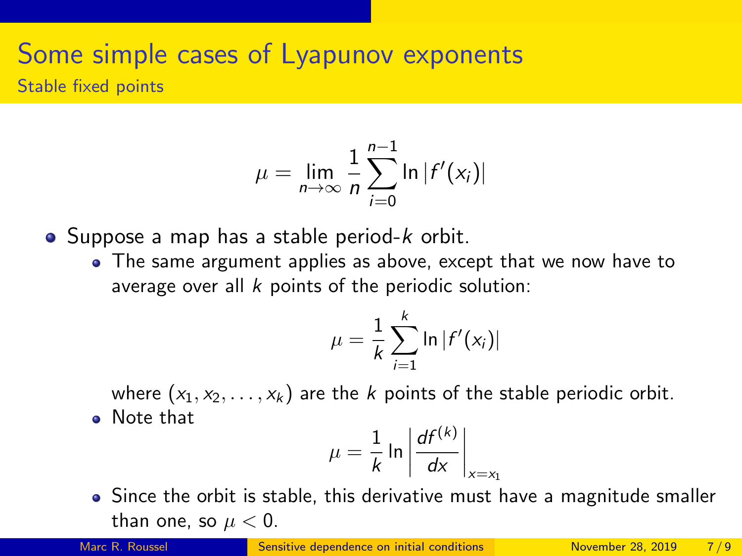# Some simple cases of Lyapunov exponents

## Stable fixed points

$$\mu = \lim_{n\to\infty} \frac{1}{n} \sum_{i=0}^{n-1} \ln |f'(x_i)|$$

- Suppose a map has a stable period-$k$ orbit.
  - The same argument applies as above, except that we now have to average over all $k$ points of the periodic solution:

    $$\mu = \frac{1}{k} \sum_{i=1}^{k} \ln |f'(x_i)|$$

    where $(x_1, x_2, \ldots, x_k)$ are the $k$ points of the stable periodic orbit.
  - Note that

    $$\mu = \frac{1}{k} \ln \left| \frac{df^{(k)}}{dx} \right|_{x=x_1}$$

  - Since the orbit is stable, this derivative must have a magnitude smaller than one, so $\mu < 0$.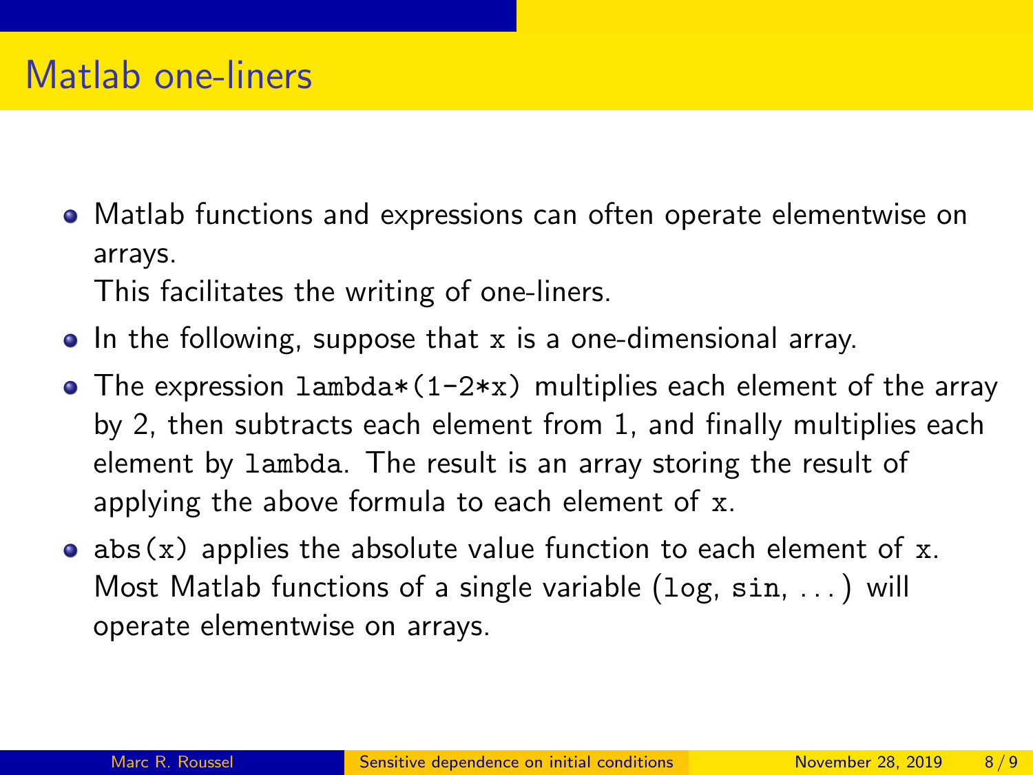# Matlab one-liners

- Matlab functions and expressions can often operate elementwise on arrays.
  This facilitates the writing of one-liners.
- In the following, suppose that `x` is a one-dimensional array.
- The expression `lambda*(1-2*x)` multiplies each element of the array by 2, then subtracts each element from 1, and finally multiplies each element by `lambda`. The result is an array storing the result of applying the above formula to each element of `x`.
- `abs(x)` applies the absolute value function to each element of `x`. Most Matlab functions of a single variable (`log`, `sin`, ...) will operate elementwise on arrays.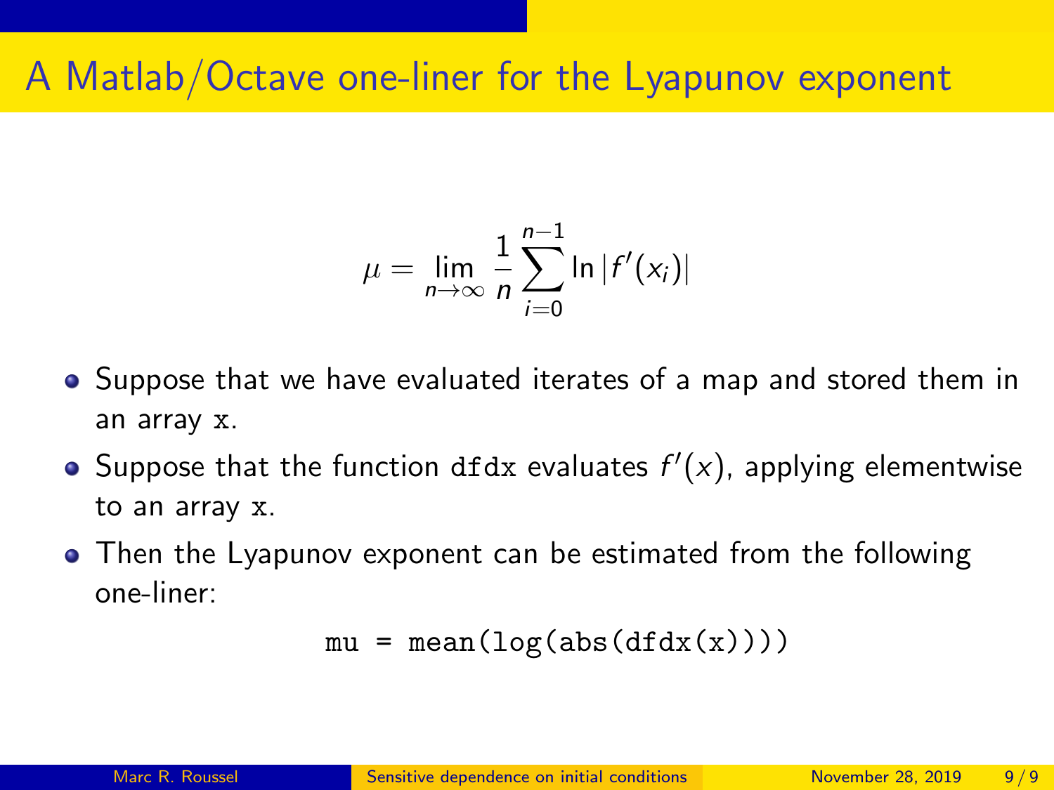# A Matlab/Octave one-liner for the Lyapunov exponent

$$\mu = \lim_{n\to\infty} \frac{1}{n} \sum_{i=0}^{n-1} \ln |f'(x_i)|$$

- Suppose that we have evaluated iterates of a map and stored them in an array `x`.
- Suppose that the function `dfdx` evaluates $f'(x)$, applying elementwise to an array `x`.
- Then the Lyapunov exponent can be estimated from the following one-liner:

```
mu = mean(log(abs(dfdx(x))))
```